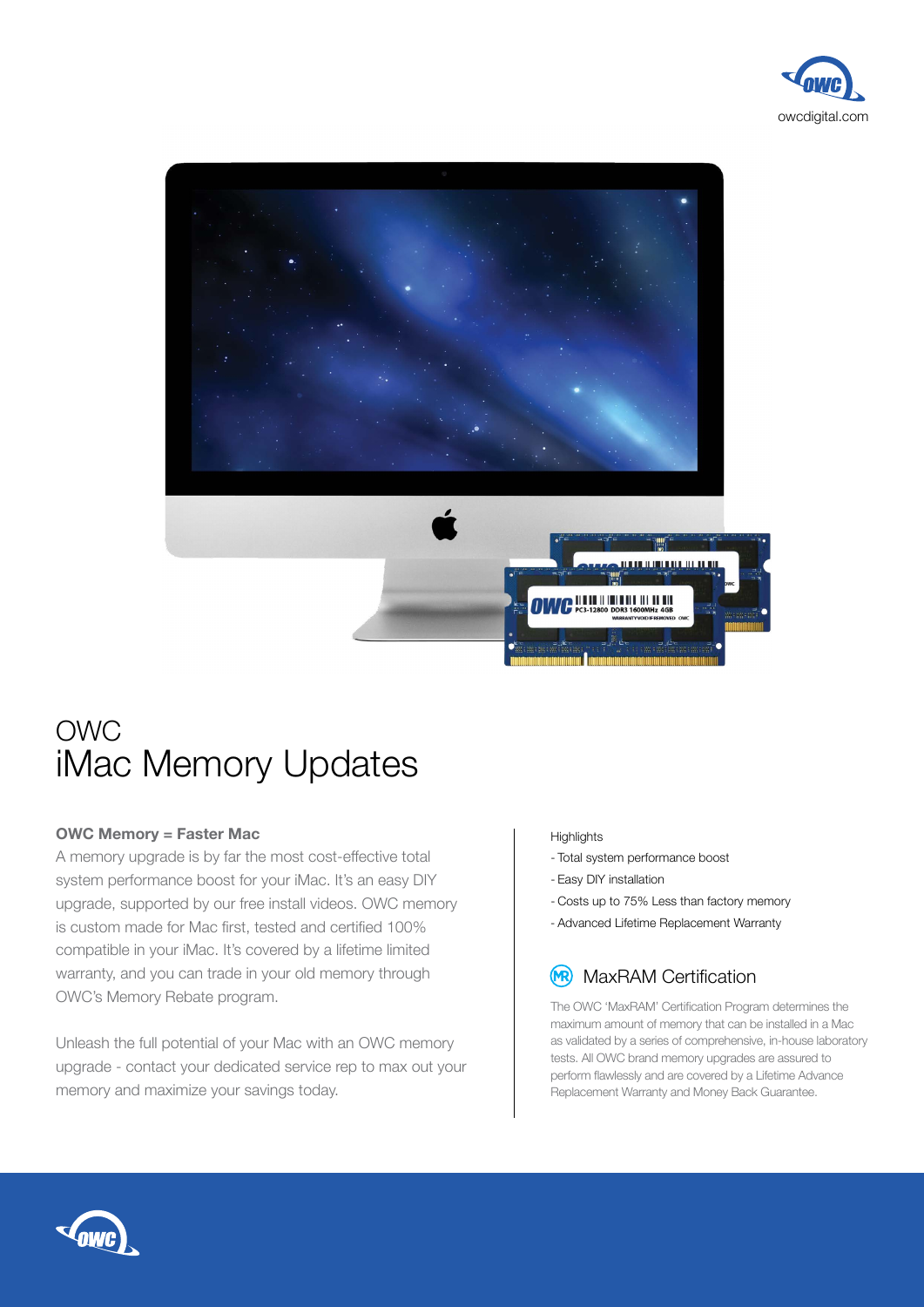owcdigital.com

# OWC
# iMac Memory Updates

**OWC Memory = Faster Mac**

A memory upgrade is by far the most cost-effective total system performance boost for your iMac. It's an easy DIY upgrade, supported by our free install videos. OWC memory is custom made for Mac first, tested and certified 100% compatible in your iMac. It's covered by a lifetime limited warranty, and you can trade in your old memory through OWC's Memory Rebate program.

Unleash the full potential of your Mac with an OWC memory upgrade - contact your dedicated service rep to max out your memory and maximize your savings today.

Highlights

- Total system performance boost
- Easy DIY installation
- Costs up to 75% Less than factory memory
- Advanced Lifetime Replacement Warranty

## MaxRAM Certification

The OWC 'MaxRAM' Certification Program determines the maximum amount of memory that can be installed in a Mac as validated by a series of comprehensive, in-house laboratory tests. All OWC brand memory upgrades are assured to perform flawlessly and are covered by a Lifetime Advance Replacement Warranty and Money Back Guarantee.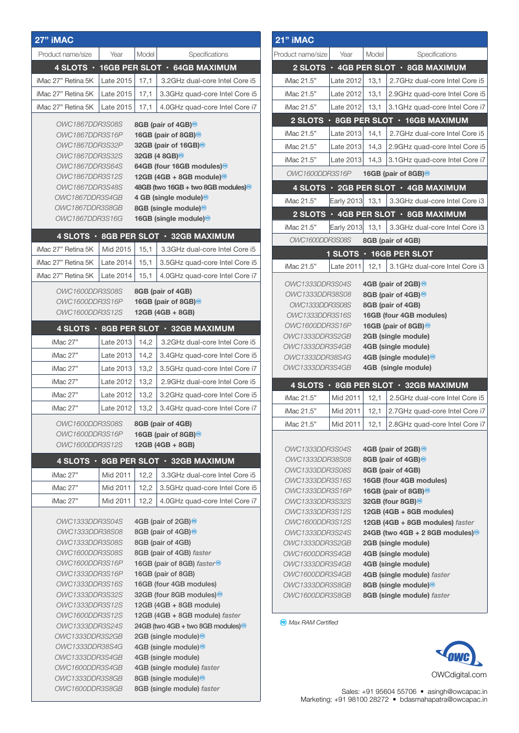## 27" iMAC

| Product name/size | Year | Model | Specifications |
|---|---|---|---|
| **4 SLOTS • 16GB PER SLOT • 64GB MAXIMUM** | | | |
| iMac 27" Retina 5K | Late 2015 | 17,1 | 3.2GHz dual-core Intel Core i5 |
| iMac 27" Retina 5K | Late 2015 | 17,1 | 3.3GHz quad-core Intel Core i5 |
| iMac 27" Retina 5K | Late 2015 | 17,1 | 4.0GHz quad-core Intel Core i7 |

| Part number | Description |
|---|---|
| *OWC1867DDR3S08S* | **8GB (pair of 4GB)** Ⓜ |
| *OWC1867DDR3S16P* | **16GB (pair of 8GB)** Ⓜ |
| *OWC1867DDR3S32P* | **32GB (pair of 16GB)** Ⓜ |
| *OWC1867DDR3S32S* | **32GB (4 8GB)** Ⓜ |
| *OWC1867DDR3S64S* | **64GB (four 16GB modules)** Ⓜ |
| *OWC1867DDR3S12S* | **12GB (4GB + 8GB module)** Ⓜ |
| *OWC1867DDR3S48S* | **48GB (two 16GB + two 8GB modules)** Ⓜ |
| *OWC1867DDR3S4GB* | **4 GB (single module)** Ⓜ |
| *OWC1867DDR3S8GB* | **8GB (single module)** Ⓜ |
| *OWC1867DDR3S16G* | **16GB (single module)** Ⓜ |

| Product name/size | Year | Model | Specifications |
|---|---|---|---|
| **4 SLOTS • 8GB PER SLOT • 32GB MAXIMUM** | | | |
| iMac 27" Retina 5K | Mid 2015 | 15,1 | 3.3GHz dual-core Intel Core i5 |
| iMac 27" Retina 5K | Late 2014 | 15,1 | 3.5GHz quad-core Intel Core i5 |
| iMac 27" Retina 5K | Late 2014 | 15,1 | 4.0GHz quad-core Intel Core i7 |

| Part number | Description |
|---|---|
| *OWC1600DDR3S08S* | **8GB (pair of 4GB)** |
| *OWC1600DDR3S16P* | **16GB (pair of 8GB)** Ⓜ |
| *OWC1600DDR3S12S* | **12GB (4GB + 8GB)** |

| Product name/size | Year | Model | Specifications |
|---|---|---|---|
| **4 SLOTS • 8GB PER SLOT • 32GB MAXIMUM** | | | |
| iMac 27" | Late 2013 | 14,2 | 3.2GHz dual-core Intel Core i5 |
| iMac 27" | Late 2013 | 14,2 | 3.4GHz quad-core Intel Core i5 |
| iMac 27" | Late 2013 | 13,2 | 3.5GHz quad-core Intel Core i7 |
| iMac 27" | Late 2012 | 13,2 | 2.9GHz dual-core Intel Core i5 |
| iMac 27" | Late 2012 | 13,2 | 3.2GHz quad-core Intel Core i5 |
| iMac 27" | Late 2012 | 13,2 | 3.4GHz quad-core Intel Core i7 |

| Part number | Description |
|---|---|
| *OWC1600DDR3S08S* | **8GB (pair of 4GB)** |
| *OWC1600DDR3S16P* | **16GB (pair of 8GB)** Ⓜ |
| *OWC1600DDR3S12S* | **12GB (4GB + 8GB)** |

| Product name/size | Year | Model | Specifications |
|---|---|---|---|
| **4 SLOTS • 8GB PER SLOT • 32GB MAXIMUM** | | | |
| iMac 27" | Mid 2011 | 12,2 | 3.3GHz dual-core Intel Core i5 |
| iMac 27" | Mid 2011 | 12,2 | 3.5GHz quad-core Intel Core i5 |
| iMac 27" | Mid 2011 | 12,2 | 4.0GHz quad-core Intel Core i7 |

| Part number | Description |
|---|---|
| *OWC1333DDR3S04S* | 4GB (pair of 2GB) Ⓜ |
| *OWC1333DDR38S08* | 8GB (pair of 4GB) Ⓜ |
| *OWC1333DDR3S08S* | 8GB (pair of 4GB) |
| *OWC1600DDR3S08S* | 8GB (pair of 4GB) *faster* |
| *OWC1600DDR3S16P* | 16GB (pair of 8GB) *faster* Ⓜ |
| *OWC1333DDR3S16P* | 16GB (pair of 8GB) |
| *OWC1333DDR3S16S* | 16GB (four 4GB modules) |
| *OWC1333DDR3S32S* | 32GB (four 8GB modules) Ⓜ |
| *OWC1333DDR3S12S* | 12GB (4GB + 8GB module) |
| *OWC1600DDR3S12S* | 12GB (4GB + 8GB module) *faster* |
| *OWC1333DDR3S24S* | 24GB (two 4GB + two 8GB modules) Ⓜ |
| *OWC1333DDR3S2GB* | 2GB (single module) Ⓜ |
| *OWC1333DDR38S4G* | 4GB (single module) Ⓜ |
| *OWC1333DDR3S4GB* | 4GB (single module) |
| *OWC1600DDR3S4GB* | 4GB (single module) *faster* |
| *OWC1333DDR3S8GB* | 8GB (single module) Ⓜ |
| *OWC1600DDR3S8GB* | 8GB (single module) *faster* |

## 21" iMAC

| Product name/size | Year | Model | Specifications |
|---|---|---|---|
| **2 SLOTS • 4GB PER SLOT • 8GB MAXIMUM** | | | |
| iMac 21.5" | Late 2012 | 13,1 | 2.7GHz dual-core Intel Core i5 |
| iMac 21.5" | Late 2012 | 13,1 | 2.9GHz quad-core Intel Core i5 |
| iMac 21.5" | Late 2012 | 13,1 | 3.1GHz quad-core Intel Core i7 |
| **2 SLOTS • 8GB PER SLOT • 16GB MAXIMUM** | | | |
| iMac 21.5" | Late 2013 | 14,1 | 2.7GHz dual-core Intel Core i5 |
| iMac 21.5" | Late 2013 | 14,3 | 2.9GHz quad-core Intel Core i5 |
| iMac 21.5" | Late 2013 | 14,3 | 3.1GHz quad-core Intel Core i7 |
| *OWC1600DDR3S16P* | **16GB (pair of 8GB)** Ⓜ | | |
| **4 SLOTS • 2GB PER SLOT • 4GB MAXIMUM** | | | |
| iMac 21.5" | Early 2013 | 13,1 | 3.3GHz dual-core Intel Core i3 |
| **2 SLOTS • 4GB PER SLOT • 8GB MAXIMUM** | | | |
| iMac 21.5" | Early 2013 | 13,1 | 3.3GHz dual-core Intel Core i3 |
| *OWC1600DDR3S08S* | **8GB (pair of 4GB)** | | |
| **1 SLOTS • 16GB PER SLOT** | | | |
| iMac 21.5" | Late 2011 | 12,1 | 3.1GHz dual-core Intel Core i3 |

| Part number | Description |
|---|---|
| *OWC1333DDR3S04S* | **4GB (pair of 2GB)** Ⓜ |
| *OWC1333DDR38S08* | **8GB (pair of 4GB)** Ⓜ |
| *OWC1333DDR3S08S* | **8GB (pair of 4GB)** |
| *OWC1333DDR3S16S* | **16GB (four 4GB modules)** |
| *OWC1600DDR3S16P* | **16GB (pair of 8GB)** Ⓜ |
| *OWC1333DDR3S2GB* | **2GB (single module)** |
| *OWC1333DDR3S4GB* | **4GB (single module)** |
| *OWC1333DDR38S4G* | **4GB (single module)** Ⓜ |
| *OWC1333DDR3S4GB* | **4GB (single module)** |

| Product name/size | Year | Model | Specifications |
|---|---|---|---|
| **4 SLOTS • 8GB PER SLOT • 32GB MAXIMUM** | | | |
| iMac 21.5" | Mid 2011 | 12,1 | 2.5GHz dual-core Intel Core i5 |
| iMac 21.5" | Mid 2011 | 12,1 | 2.7GHz quad-core Intel Core i7 |
| iMac 21.5" | Mid 2011 | 12,1 | 2.8GHz quad-core Intel Core i7 |

| Part number | Description |
|---|---|
| *OWC1333DDR3S04S* | **4GB (pair of 2GB)** Ⓜ |
| *OWC1333DDR38S08* | **8GB (pair of 4GB)** Ⓜ |
| *OWC1333DDR3S08S* | **8GB (pair of 4GB)** |
| *OWC1333DDR3S16S* | **16GB (four 4GB modules)** |
| *OWC1333DDR3S16P* | **16GB (pair of 8GB)** Ⓜ |
| *OWC1333DDR3S32S* | **32GB (four 8GB)** Ⓜ |
| *OWC1333DDR3S12S* | **12GB (4GB + 8GB modules)** |
| *OWC1600DDR3S12S* | **12GB (4GB + 8GB modules)** *faster* |
| *OWC1333DDR3S24S* | **24GB (two 4GB + 2 8GB modules)** Ⓜ |
| *OWC1333DDR3S2GB* | **2GB (single module)** |
| *OWC1600DDR3S4GB* | **4GB (single module)** |
| *OWC1333DDR3S4GB* | **4GB (single module)** |
| *OWC1600DDR3S4GB* | **4GB (single module)** *faster* |
| *OWC1333DDR3S8GB* | **8GB (single module)** Ⓜ |
| *OWC1600DDR3S8GB* | **8GB (single module)** *faster* |

Ⓜ *Max RAM Certified*

OWCdigital.com

Sales: +91 95604 55706 • asingh@owcapac.in
Marketing: +91 98100 28272 • bdasmahapatra@owcapac.in